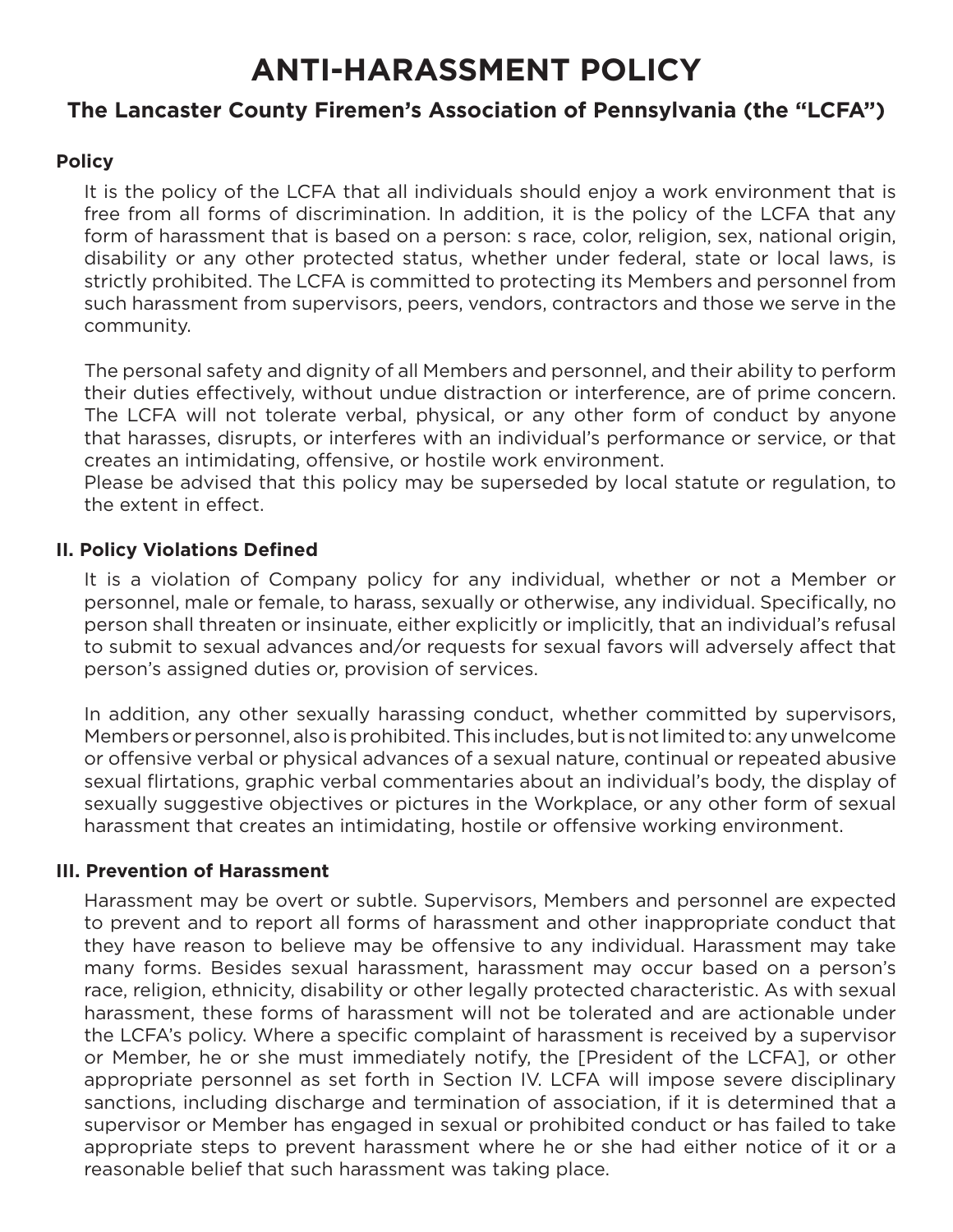# ANTI-HARASSMENT POLICY

## The Lancaster County Firemen's Association of Pennsylvania (the "LCFA")

### Policy

It is the policy of the LCFA that all individuals should enjoy a work environment that is free from all forms of discrimination. In addition, it is the policy of the LCFA that any form of harassment that is based on a person: s race, color, religion, sex, national origin, disability or any other protected status, whether under federal, state or local laws, is strictly prohibited. The LCFA is committed to protecting its Members and personnel from such harassment from supervisors, peers, vendors, contractors and those we serve in the community.

The personal safety and dignity of all Members and personnel, and their ability to perform their duties effectively, without undue distraction or interference, are of prime concern. The LCFA will not tolerate verbal, physical, or any other form of conduct by anyone that harasses, disrupts, or interferes with an individual's performance or service, or that creates an intimidating, offensive, or hostile work environment.
Please be advised that this policy may be superseded by local statute or regulation, to the extent in effect.

### II. Policy Violations Defined

It is a violation of Company policy for any individual, whether or not a Member or personnel, male or female, to harass, sexually or otherwise, any individual. Specifically, no person shall threaten or insinuate, either explicitly or implicitly, that an individual's refusal to submit to sexual advances and/or requests for sexual favors will adversely affect that person's assigned duties or, provision of services.

In addition, any other sexually harassing conduct, whether committed by supervisors, Members or personnel, also is prohibited. This includes, but is not limited to: any unwelcome or offensive verbal or physical advances of a sexual nature, continual or repeated abusive sexual flirtations, graphic verbal commentaries about an individual's body, the display of sexually suggestive objectives or pictures in the Workplace, or any other form of sexual harassment that creates an intimidating, hostile or offensive working environment.

### III. Prevention of Harassment

Harassment may be overt or subtle. Supervisors, Members and personnel are expected to prevent and to report all forms of harassment and other inappropriate conduct that they have reason to believe may be offensive to any individual. Harassment may take many forms. Besides sexual harassment, harassment may occur based on a person's race, religion, ethnicity, disability or other legally protected characteristic. As with sexual harassment, these forms of harassment will not be tolerated and are actionable under the LCFA's policy. Where a specific complaint of harassment is received by a supervisor or Member, he or she must immediately notify, the [President of the LCFA], or other appropriate personnel as set forth in Section IV. LCFA will impose severe disciplinary sanctions, including discharge and termination of association, if it is determined that a supervisor or Member has engaged in sexual or prohibited conduct or has failed to take appropriate steps to prevent harassment where he or she had either notice of it or a reasonable belief that such harassment was taking place.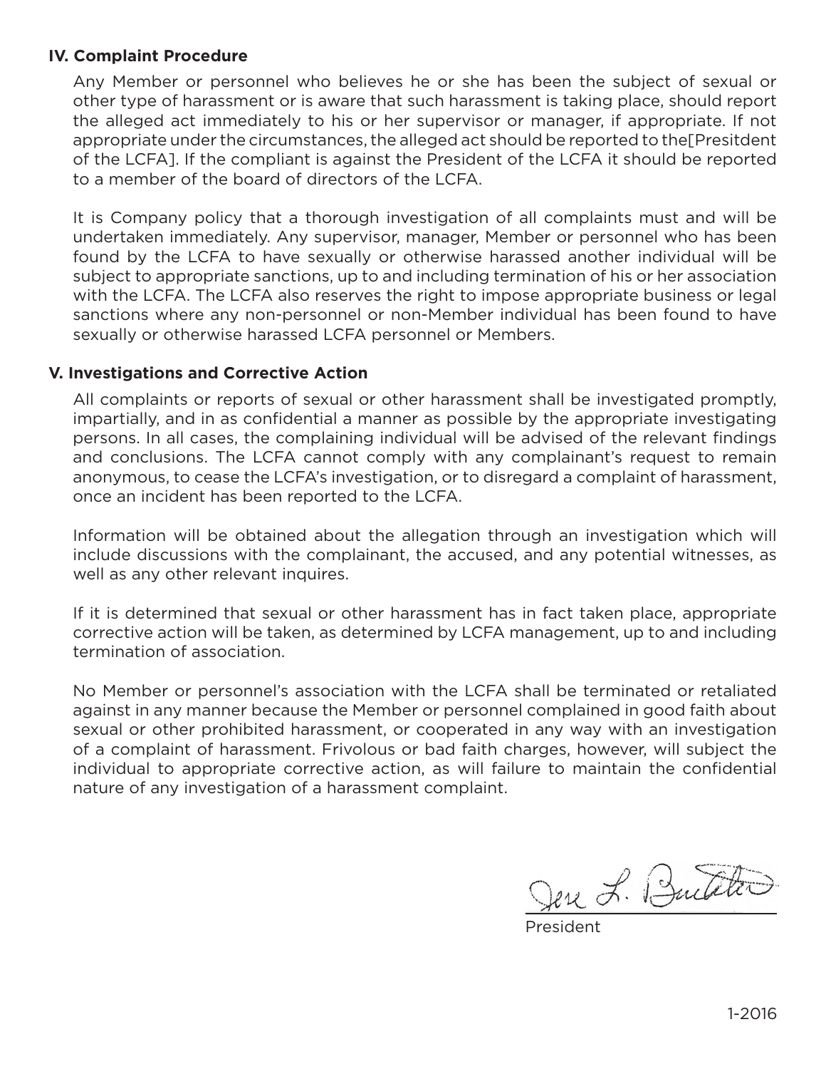### IV. Complaint Procedure

Any Member or personnel who believes he or she has been the subject of sexual or other type of harassment or is aware that such harassment is taking place, should report the alleged act immediately to his or her supervisor or manager, if appropriate. If not appropriate under the circumstances, the alleged act should be reported to the[Presitdent of the LCFA]. If the compliant is against the President of the LCFA it should be reported to a member of the board of directors of the LCFA.

It is Company policy that a thorough investigation of all complaints must and will be undertaken immediately. Any supervisor, manager, Member or personnel who has been found by the LCFA to have sexually or otherwise harassed another individual will be subject to appropriate sanctions, up to and including termination of his or her association with the LCFA. The LCFA also reserves the right to impose appropriate business or legal sanctions where any non-personnel or non-Member individual has been found to have sexually or otherwise harassed LCFA personnel or Members.

### V. Investigations and Corrective Action

All complaints or reports of sexual or other harassment shall be investigated promptly, impartially, and in as confidential a manner as possible by the appropriate investigating persons. In all cases, the complaining individual will be advised of the relevant findings and conclusions. The LCFA cannot comply with any complainant's request to remain anonymous, to cease the LCFA's investigation, or to disregard a complaint of harassment, once an incident has been reported to the LCFA.

Information will be obtained about the allegation through an investigation which will include discussions with the complainant, the accused, and any potential witnesses, as well as any other relevant inquires.

If it is determined that sexual or other harassment has in fact taken place, appropriate corrective action will be taken, as determined by LCFA management, up to and including termination of association.

No Member or personnel's association with the LCFA shall be terminated or retaliated against in any manner because the Member or personnel complained in good faith about sexual or other prohibited harassment, or cooperated in any way with an investigation of a complaint of harassment. Frivolous or bad faith charges, however, will subject the individual to appropriate corrective action, as will failure to maintain the confidential nature of any investigation of a harassment complaint.

Jere L. Buttito

President

1-2016